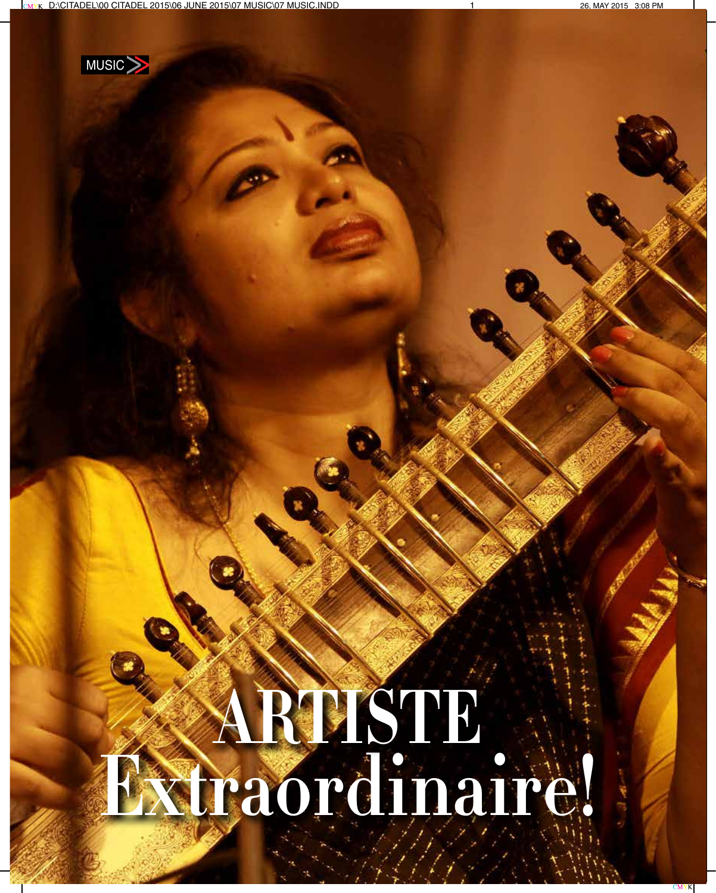MUSIC

# ARTISTE Extraordinaire!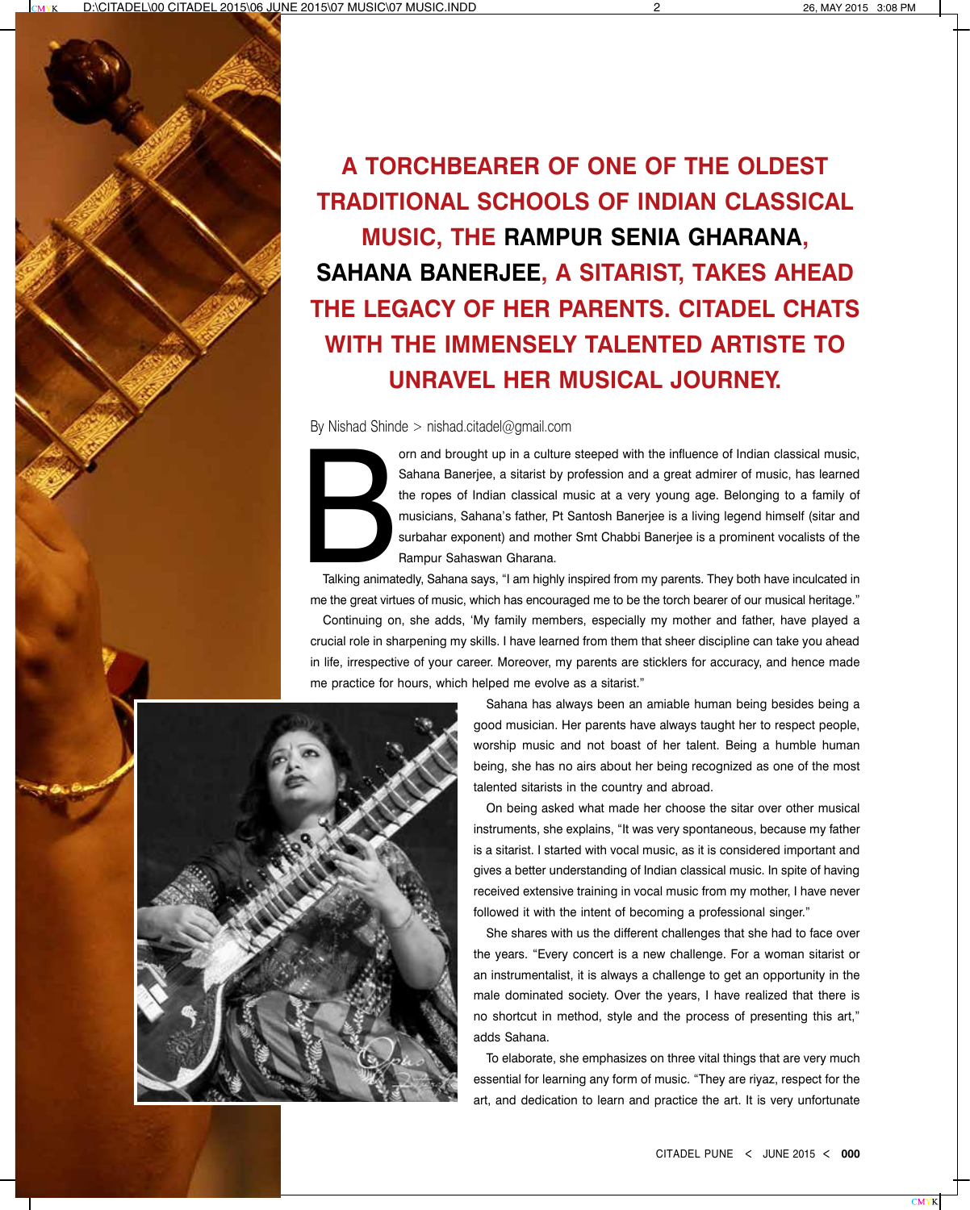# A TORCHBEARER OF ONE OF THE OLDEST TRADITIONAL SCHOOLS OF INDIAN CLASSICAL MUSIC, THE RAMPUR SENIA GHARANA, SAHANA BANERJEE, A SITARIST, TAKES AHEAD THE LEGACY OF HER PARENTS. CITADEL CHATS WITH THE IMMENSELY TALENTED ARTISTE TO UNRAVEL HER MUSICAL JOURNEY.

By Nishad Shinde > nishad.citadel@gmail.com

Born and brought up in a culture steeped with the influence of Indian classical music, Sahana Banerjee, a sitarist by profession and a great admirer of music, has learned the ropes of Indian classical music at a very young age. Belonging to a family of musicians, Sahana's father, Pt Santosh Banerjee is a living legend himself (sitar and surbahar exponent) and mother Smt Chabbi Banerjee is a prominent vocalists of the Rampur Sahaswan Gharana.

Talking animatedly, Sahana says, "I am highly inspired from my parents. They both have inculcated in me the great virtues of music, which has encouraged me to be the torch bearer of our musical heritage."

Continuing on, she adds, 'My family members, especially my mother and father, have played a crucial role in sharpening my skills. I have learned from them that sheer discipline can take you ahead in life, irrespective of your career. Moreover, my parents are sticklers for accuracy, and hence made me practice for hours, which helped me evolve as a sitarist."

Sahana has always been an amiable human being besides being a good musician. Her parents have always taught her to respect people, worship music and not boast of her talent. Being a humble human being, she has no airs about her being recognized as one of the most talented sitarists in the country and abroad.

On being asked what made her choose the sitar over other musical instruments, she explains, "It was very spontaneous, because my father is a sitarist. I started with vocal music, as it is considered important and gives a better understanding of Indian classical music. In spite of having received extensive training in vocal music from my mother, I have never followed it with the intent of becoming a professional singer."

She shares with us the different challenges that she had to face over the years. "Every concert is a new challenge. For a woman sitarist or an instrumentalist, it is always a challenge to get an opportunity in the male dominated society. Over the years, I have realized that there is no shortcut in method, style and the process of presenting this art," adds Sahana.

To elaborate, she emphasizes on three vital things that are very much essential for learning any form of music. "They are riyaz, respect for the art, and dedication to learn and practice the art. It is very unfortunate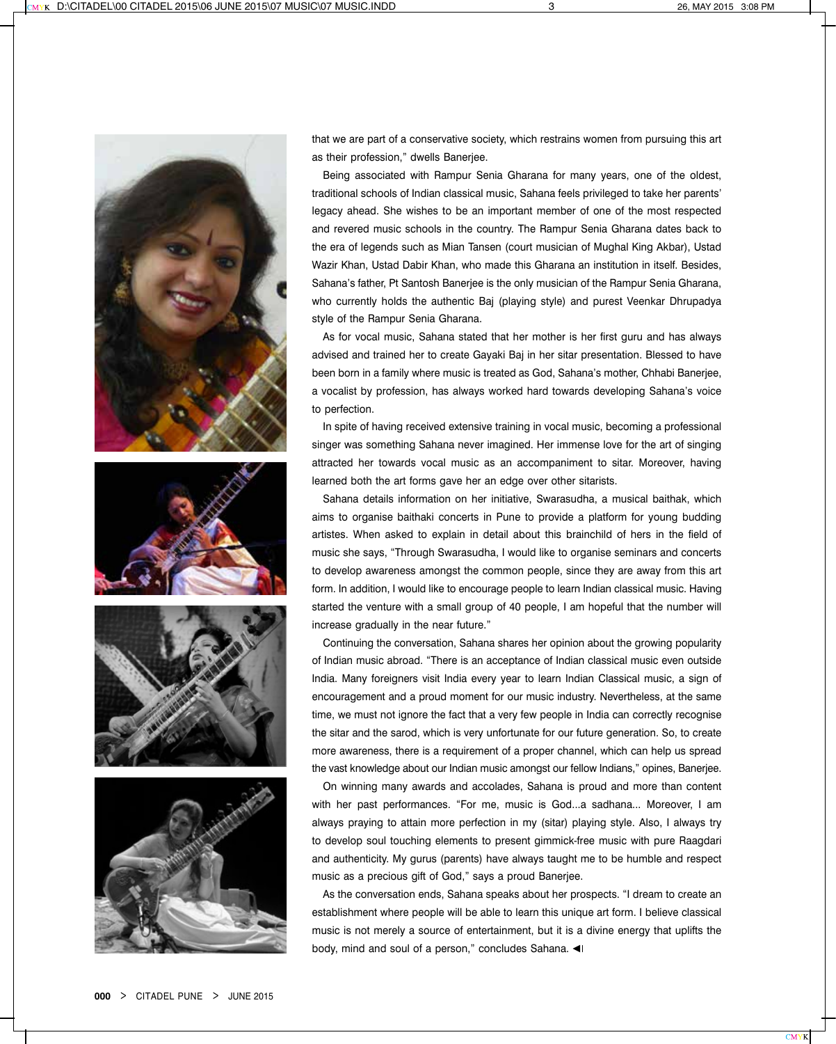that we are part of a conservative society, which restrains women from pursuing this art as their profession," dwells Banerjee.

Being associated with Rampur Senia Gharana for many years, one of the oldest, traditional schools of Indian classical music, Sahana feels privileged to take her parents' legacy ahead. She wishes to be an important member of one of the most respected and revered music schools in the country. The Rampur Senia Gharana dates back to the era of legends such as Mian Tansen (court musician of Mughal King Akbar), Ustad Wazir Khan, Ustad Dabir Khan, who made this Gharana an institution in itself. Besides, Sahana's father, Pt Santosh Banerjee is the only musician of the Rampur Senia Gharana, who currently holds the authentic Baj (playing style) and purest Veenkar Dhrupadya style of the Rampur Senia Gharana.

As for vocal music, Sahana stated that her mother is her first guru and has always advised and trained her to create Gayaki Baj in her sitar presentation. Blessed to have been born in a family where music is treated as God, Sahana's mother, Chhabi Banerjee, a vocalist by profession, has always worked hard towards developing Sahana's voice to perfection.

In spite of having received extensive training in vocal music, becoming a professional singer was something Sahana never imagined. Her immense love for the art of singing attracted her towards vocal music as an accompaniment to sitar. Moreover, having learned both the art forms gave her an edge over other sitarists.

Sahana details information on her initiative, Swarasudha, a musical baithak, which aims to organise baithaki concerts in Pune to provide a platform for young budding artistes. When asked to explain in detail about this brainchild of hers in the field of music she says, "Through Swarasudha, I would like to organise seminars and concerts to develop awareness amongst the common people, since they are away from this art form. In addition, I would like to encourage people to learn Indian classical music. Having started the venture with a small group of 40 people, I am hopeful that the number will increase gradually in the near future."

Continuing the conversation, Sahana shares her opinion about the growing popularity of Indian music abroad. "There is an acceptance of Indian classical music even outside India. Many foreigners visit India every year to learn Indian Classical music, a sign of encouragement and a proud moment for our music industry. Nevertheless, at the same time, we must not ignore the fact that a very few people in India can correctly recognise the sitar and the sarod, which is very unfortunate for our future generation. So, to create more awareness, there is a requirement of a proper channel, which can help us spread the vast knowledge about our Indian music amongst our fellow Indians," opines, Banerjee.

On winning many awards and accolades, Sahana is proud and more than content with her past performances. "For me, music is God...a sadhana... Moreover, I am always praying to attain more perfection in my (sitar) playing style. Also, I always try to develop soul touching elements to present gimmick-free music with pure Raagdari and authenticity. My gurus (parents) have always taught me to be humble and respect music as a precious gift of God," says a proud Banerjee.

As the conversation ends, Sahana speaks about her prospects. "I dream to create an establishment where people will be able to learn this unique art form. I believe classical music is not merely a source of entertainment, but it is a divine energy that uplifts the body, mind and soul of a person," concludes Sahana.